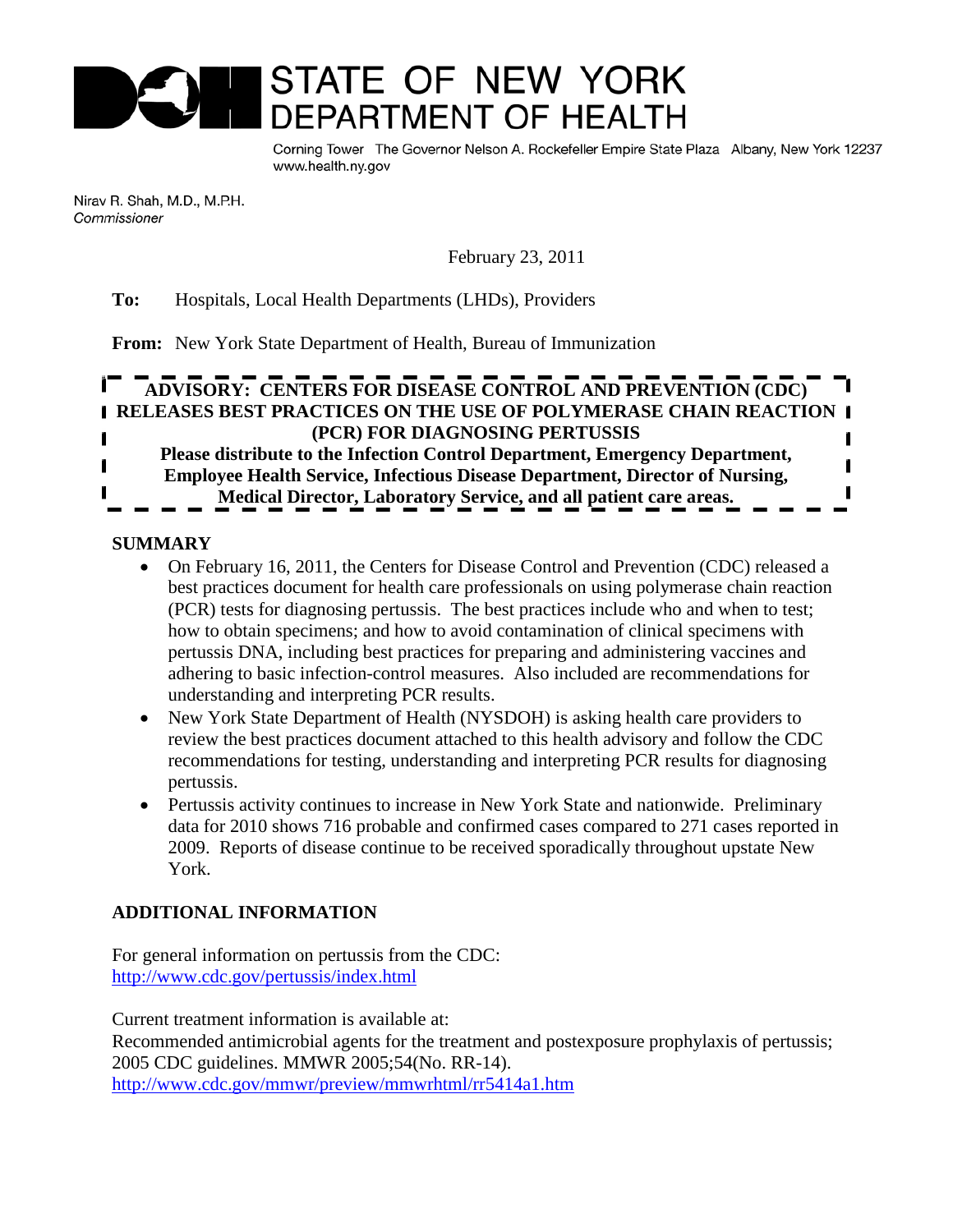# STATE OF NEW YORK DEPARTMENT OF HEALTH

Corning Tower The Governor Nelson A. Rockefeller Empire State Plaza Albany, New York 12237
www.health.ny.gov

Nirav R. Shah, M.D., M.P.H.
*Commissioner*

February 23, 2011

**To:** Hospitals, Local Health Departments (LHDs), Providers

**From:** New York State Department of Health, Bureau of Immunization

**ADVISORY: CENTERS FOR DISEASE CONTROL AND PREVENTION (CDC) RELEASES BEST PRACTICES ON THE USE OF POLYMERASE CHAIN REACTION (PCR) FOR DIAGNOSING PERTUSSIS**

**Please distribute to the Infection Control Department, Emergency Department, Employee Health Service, Infectious Disease Department, Director of Nursing, Medical Director, Laboratory Service, and all patient care areas.**

## SUMMARY

- On February 16, 2011, the Centers for Disease Control and Prevention (CDC) released a best practices document for health care professionals on using polymerase chain reaction (PCR) tests for diagnosing pertussis. The best practices include who and when to test; how to obtain specimens; and how to avoid contamination of clinical specimens with pertussis DNA, including best practices for preparing and administering vaccines and adhering to basic infection-control measures. Also included are recommendations for understanding and interpreting PCR results.
- New York State Department of Health (NYSDOH) is asking health care providers to review the best practices document attached to this health advisory and follow the CDC recommendations for testing, understanding and interpreting PCR results for diagnosing pertussis.
- Pertussis activity continues to increase in New York State and nationwide. Preliminary data for 2010 shows 716 probable and confirmed cases compared to 271 cases reported in 2009. Reports of disease continue to be received sporadically throughout upstate New York.

## ADDITIONAL INFORMATION

For general information on pertussis from the CDC:
http://www.cdc.gov/pertussis/index.html

Current treatment information is available at:
Recommended antimicrobial agents for the treatment and postexposure prophylaxis of pertussis; 2005 CDC guidelines. MMWR 2005;54(No. RR-14).
http://www.cdc.gov/mmwr/preview/mmwrhtml/rr5414a1.htm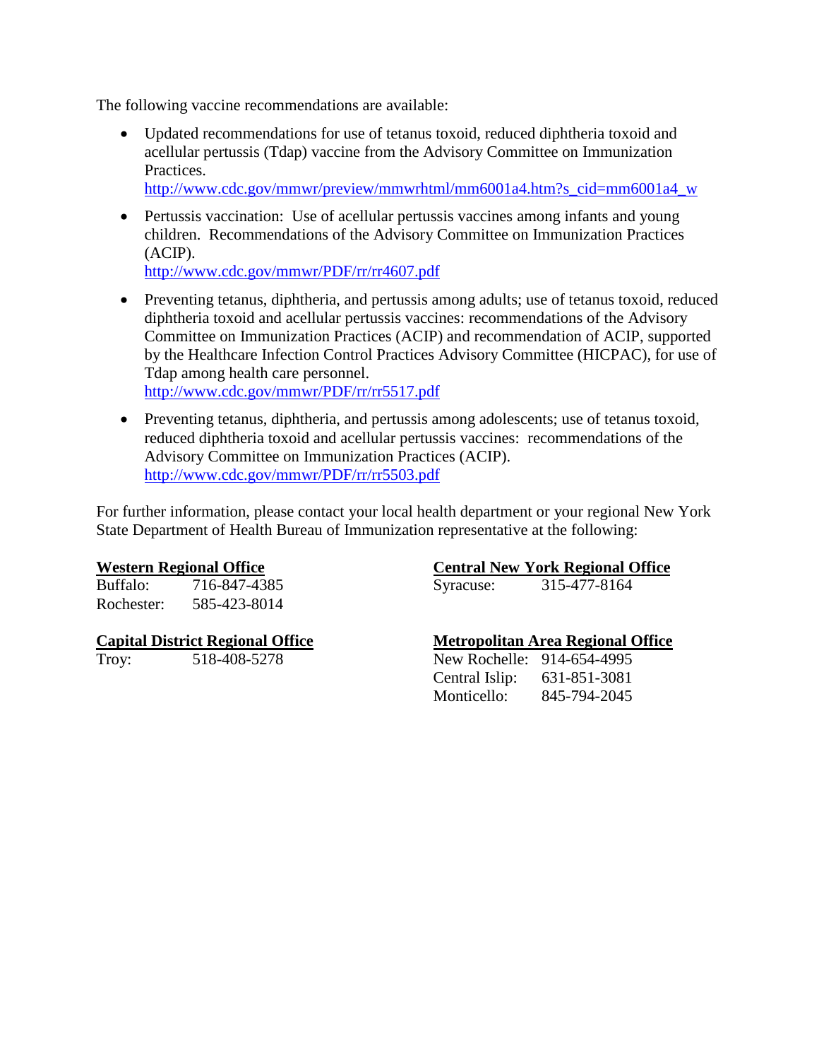The following vaccine recommendations are available:

- Updated recommendations for use of tetanus toxoid, reduced diphtheria toxoid and acellular pertussis (Tdap) vaccine from the Advisory Committee on Immunization Practices.
  http://www.cdc.gov/mmwr/preview/mmwrhtml/mm6001a4.htm?s_cid=mm6001a4_w

- Pertussis vaccination: Use of acellular pertussis vaccines among infants and young children. Recommendations of the Advisory Committee on Immunization Practices (ACIP).
  http://www.cdc.gov/mmwr/PDF/rr/rr4607.pdf

- Preventing tetanus, diphtheria, and pertussis among adults; use of tetanus toxoid, reduced diphtheria toxoid and acellular pertussis vaccines: recommendations of the Advisory Committee on Immunization Practices (ACIP) and recommendation of ACIP, supported by the Healthcare Infection Control Practices Advisory Committee (HICPAC), for use of Tdap among health care personnel.
  http://www.cdc.gov/mmwr/PDF/rr/rr5517.pdf

- Preventing tetanus, diphtheria, and pertussis among adolescents; use of tetanus toxoid, reduced diphtheria toxoid and acellular pertussis vaccines: recommendations of the Advisory Committee on Immunization Practices (ACIP).
  http://www.cdc.gov/mmwr/PDF/rr/rr5503.pdf

For further information, please contact your local health department or your regional New York State Department of Health Bureau of Immunization representative at the following:

**Western Regional Office**

| | |
|---|---|
| Buffalo: | 716-847-4385 |
| Rochester: | 585-423-8014 |

**Capital District Regional Office**

| | |
|---|---|
| Troy: | 518-408-5278 |

**Central New York Regional Office**

| | |
|---|---|
| Syracuse: | 315-477-8164 |

**Metropolitan Area Regional Office**

| | |
|---|---|
| New Rochelle: | 914-654-4995 |
| Central Islip: | 631-851-3081 |
| Monticello: | 845-794-2045 |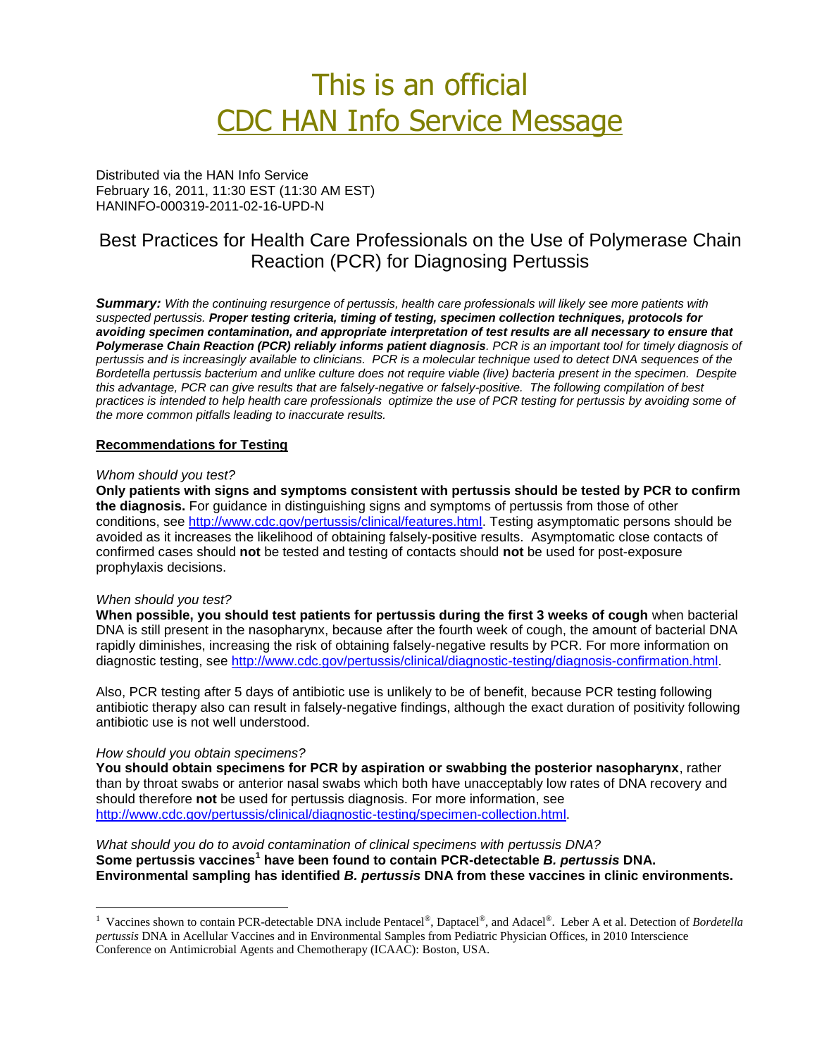# This is an official
# CDC HAN Info Service Message

Distributed via the HAN Info Service
February 16, 2011, 11:30 EST (11:30 AM EST)
HANINFO-000319-2011-02-16-UPD-N

## Best Practices for Health Care Professionals on the Use of Polymerase Chain Reaction (PCR) for Diagnosing Pertussis

***Summary:*** *With the continuing resurgence of pertussis, health care professionals will likely see more patients with suspected pertussis.* ***Proper testing criteria, timing of testing, specimen collection techniques, protocols for avoiding specimen contamination, and appropriate interpretation of test results are all necessary to ensure that Polymerase Chain Reaction (PCR) reliably informs patient diagnosis****. PCR is an important tool for timely diagnosis of pertussis and is increasingly available to clinicians. PCR is a molecular technique used to detect DNA sequences of the Bordetella pertussis bacterium and unlike culture does not require viable (live) bacteria present in the specimen. Despite this advantage, PCR can give results that are falsely-negative or falsely-positive. The following compilation of best practices is intended to help health care professionals optimize the use of PCR testing for pertussis by avoiding some of the more common pitfalls leading to inaccurate results.*

### Recommendations for Testing

*Whom should you test?*

**Only patients with signs and symptoms consistent with pertussis should be tested by PCR to confirm the diagnosis.** For guidance in distinguishing signs and symptoms of pertussis from those of other conditions, see http://www.cdc.gov/pertussis/clinical/features.html. Testing asymptomatic persons should be avoided as it increases the likelihood of obtaining falsely-positive results. Asymptomatic close contacts of confirmed cases should **not** be tested and testing of contacts should **not** be used for post-exposure prophylaxis decisions.

*When should you test?*

**When possible, you should test patients for pertussis during the first 3 weeks of cough** when bacterial DNA is still present in the nasopharynx, because after the fourth week of cough, the amount of bacterial DNA rapidly diminishes, increasing the risk of obtaining falsely-negative results by PCR. For more information on diagnostic testing, see http://www.cdc.gov/pertussis/clinical/diagnostic-testing/diagnosis-confirmation.html.

Also, PCR testing after 5 days of antibiotic use is unlikely to be of benefit, because PCR testing following antibiotic therapy also can result in falsely-negative findings, although the exact duration of positivity following antibiotic use is not well understood.

*How should you obtain specimens?*

**You should obtain specimens for PCR by aspiration or swabbing the posterior nasopharynx**, rather than by throat swabs or anterior nasal swabs which both have unacceptably low rates of DNA recovery and should therefore **not** be used for pertussis diagnosis. For more information, see http://www.cdc.gov/pertussis/clinical/diagnostic-testing/specimen-collection.html.

*What should you do to avoid contamination of clinical specimens with pertussis DNA?*

**Some pertussis vaccines[1] have been found to contain PCR-detectable *B. pertussis* DNA. Environmental sampling has identified *B. pertussis* DNA from these vaccines in clinic environments.**

[1] Vaccines shown to contain PCR-detectable DNA include Pentacel®, Daptacel®, and Adacel®. Leber A et al. Detection of *Bordetella pertussis* DNA in Acellular Vaccines and in Environmental Samples from Pediatric Physician Offices, in 2010 Interscience Conference on Antimicrobial Agents and Chemotherapy (ICAAC): Boston, USA.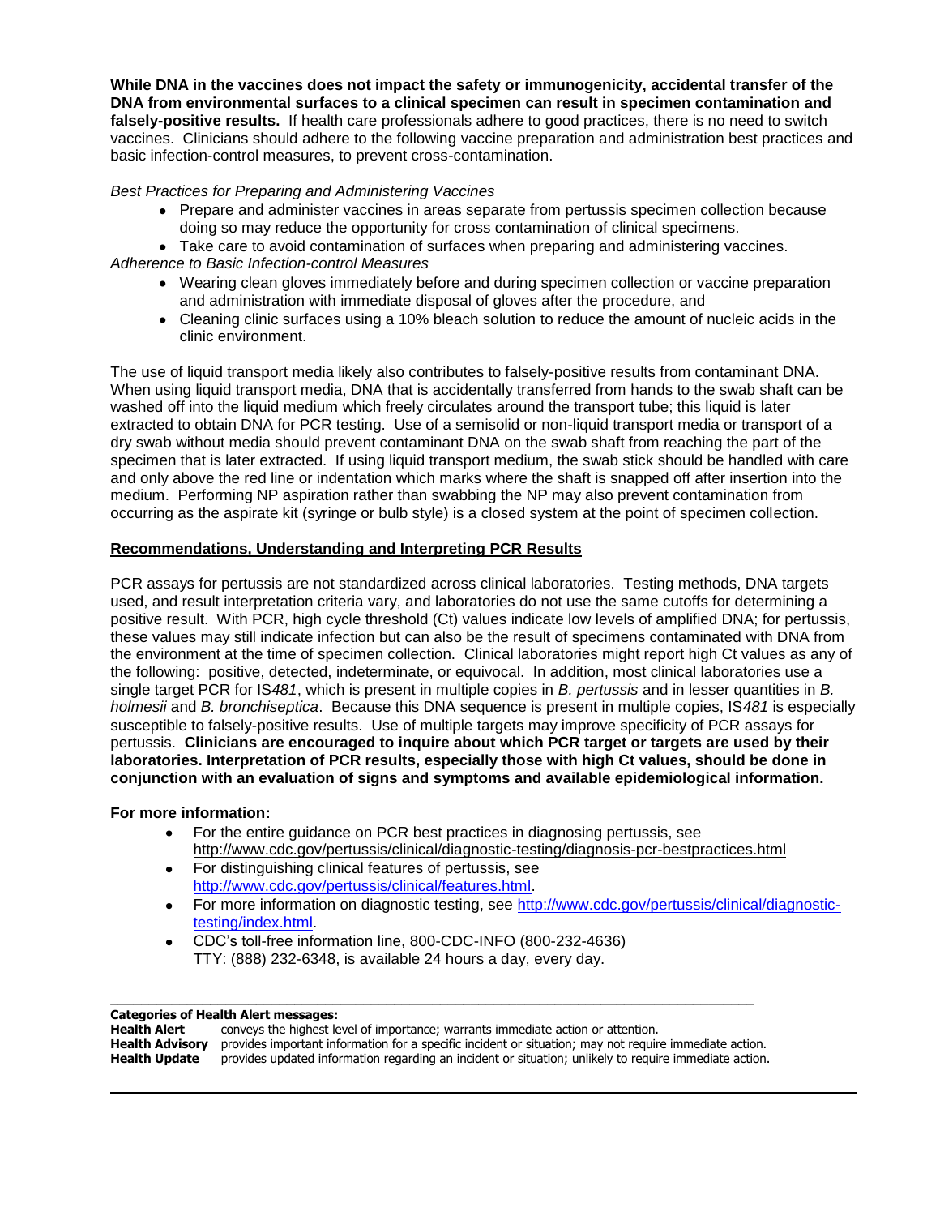**While DNA in the vaccines does not impact the safety or immunogenicity, accidental transfer of the DNA from environmental surfaces to a clinical specimen can result in specimen contamination and falsely-positive results.** If health care professionals adhere to good practices, there is no need to switch vaccines. Clinicians should adhere to the following vaccine preparation and administration best practices and basic infection-control measures, to prevent cross-contamination.

*Best Practices for Preparing and Administering Vaccines*

- Prepare and administer vaccines in areas separate from pertussis specimen collection because doing so may reduce the opportunity for cross contamination of clinical specimens.
- Take care to avoid contamination of surfaces when preparing and administering vaccines.

*Adherence to Basic Infection-control Measures*

- Wearing clean gloves immediately before and during specimen collection or vaccine preparation and administration with immediate disposal of gloves after the procedure, and
- Cleaning clinic surfaces using a 10% bleach solution to reduce the amount of nucleic acids in the clinic environment.

The use of liquid transport media likely also contributes to falsely-positive results from contaminant DNA. When using liquid transport media, DNA that is accidentally transferred from hands to the swab shaft can be washed off into the liquid medium which freely circulates around the transport tube; this liquid is later extracted to obtain DNA for PCR testing. Use of a semisolid or non-liquid transport media or transport of a dry swab without media should prevent contaminant DNA on the swab shaft from reaching the part of the specimen that is later extracted. If using liquid transport medium, the swab stick should be handled with care and only above the red line or indentation which marks where the shaft is snapped off after insertion into the medium. Performing NP aspiration rather than swabbing the NP may also prevent contamination from occurring as the aspirate kit (syringe or bulb style) is a closed system at the point of specimen collection.

## Recommendations, Understanding and Interpreting PCR Results

PCR assays for pertussis are not standardized across clinical laboratories. Testing methods, DNA targets used, and result interpretation criteria vary, and laboratories do not use the same cutoffs for determining a positive result. With PCR, high cycle threshold (Ct) values indicate low levels of amplified DNA; for pertussis, these values may still indicate infection but can also be the result of specimens contaminated with DNA from the environment at the time of specimen collection. Clinical laboratories might report high Ct values as any of the following: positive, detected, indeterminate, or equivocal. In addition, most clinical laboratories use a single target PCR for IS*481*, which is present in multiple copies in *B. pertussis* and in lesser quantities in *B. holmesii* and *B. bronchiseptica*. Because this DNA sequence is present in multiple copies, IS*481* is especially susceptible to falsely-positive results. Use of multiple targets may improve specificity of PCR assays for pertussis. **Clinicians are encouraged to inquire about which PCR target or targets are used by their laboratories. Interpretation of PCR results, especially those with high Ct values, should be done in conjunction with an evaluation of signs and symptoms and available epidemiological information.**

**For more information:**

- For the entire guidance on PCR best practices in diagnosing pertussis, see http://www.cdc.gov/pertussis/clinical/diagnostic-testing/diagnosis-pcr-bestpractices.html
- For distinguishing clinical features of pertussis, see http://www.cdc.gov/pertussis/clinical/features.html.
- For more information on diagnostic testing, see http://www.cdc.gov/pertussis/clinical/diagnostic-testing/index.html.
- CDC's toll-free information line, 800-CDC-INFO (800-232-4636) TTY: (888) 232-6348, is available 24 hours a day, every day.

---

**Categories of Health Alert messages:**

**Health Alert** conveys the highest level of importance; warrants immediate action or attention.
**Health Advisory** provides important information for a specific incident or situation; may not require immediate action.
**Health Update** provides updated information regarding an incident or situation; unlikely to require immediate action.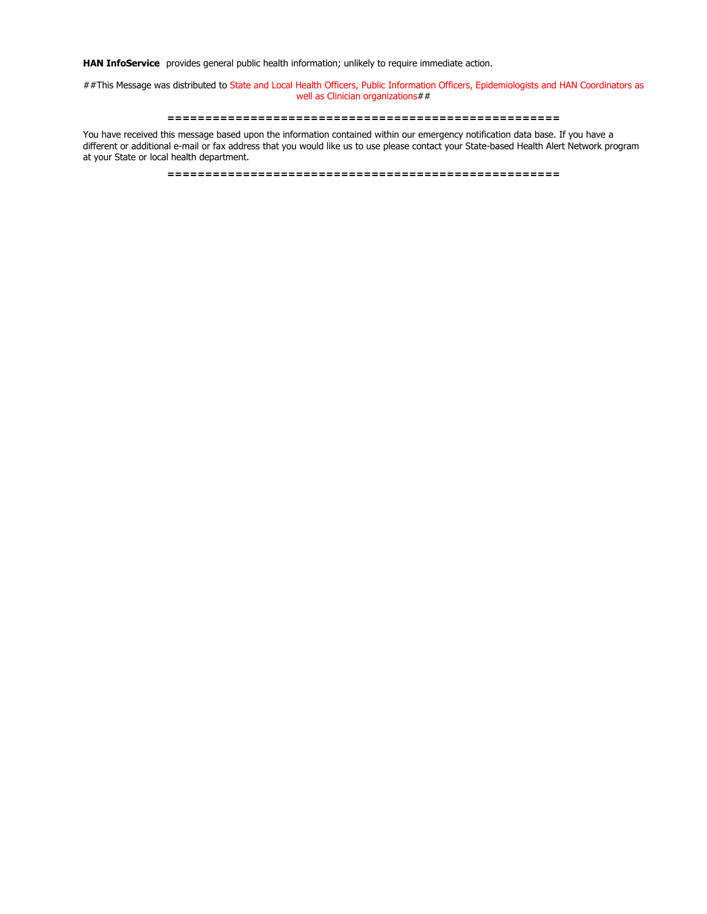**HAN InfoService** provides general public health information; unlikely to require immediate action.

##This Message was distributed to State and Local Health Officers, Public Information Officers, Epidemiologists and HAN Coordinators as well as Clinician organizations##

====================================================

You have received this message based upon the information contained within our emergency notification data base. If you have a different or additional e-mail or fax address that you would like us to use please contact your State-based Health Alert Network program at your State or local health department.

====================================================